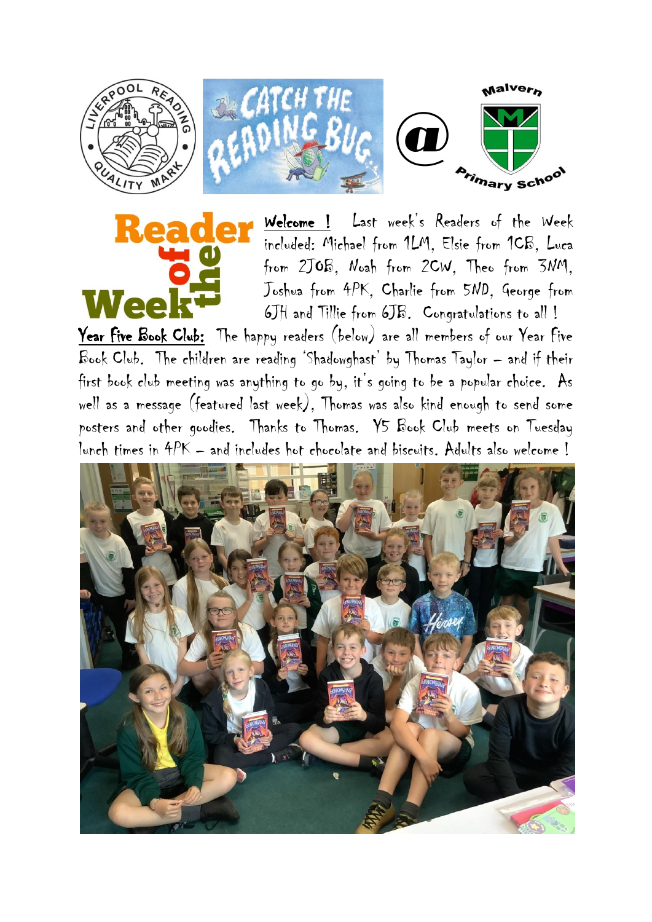**Welcome !** Last week's Readers of the Week included: Michael from 1LM, Elsie from 1CB, Luca from 2JOB, Noah from 2CW, Theo from 3NM, Joshua from 4PK, Charlie from 5ND, George from 6JH and Tillie from 6JB. Congratulations to all !

**Year Five Book Club:** The happy readers (below) are all members of our Year Five Book Club. The children are reading 'Shadowghast' by Thomas Taylor – and if their first book club meeting was anything to go by, it's going to be a popular choice. As well as a message (featured last week), Thomas was also kind enough to send some posters and other goodies. Thanks to Thomas. Y5 Book Club meets on Tuesday lunch times in 4PK – and includes hot chocolate and biscuits. Adults also welcome !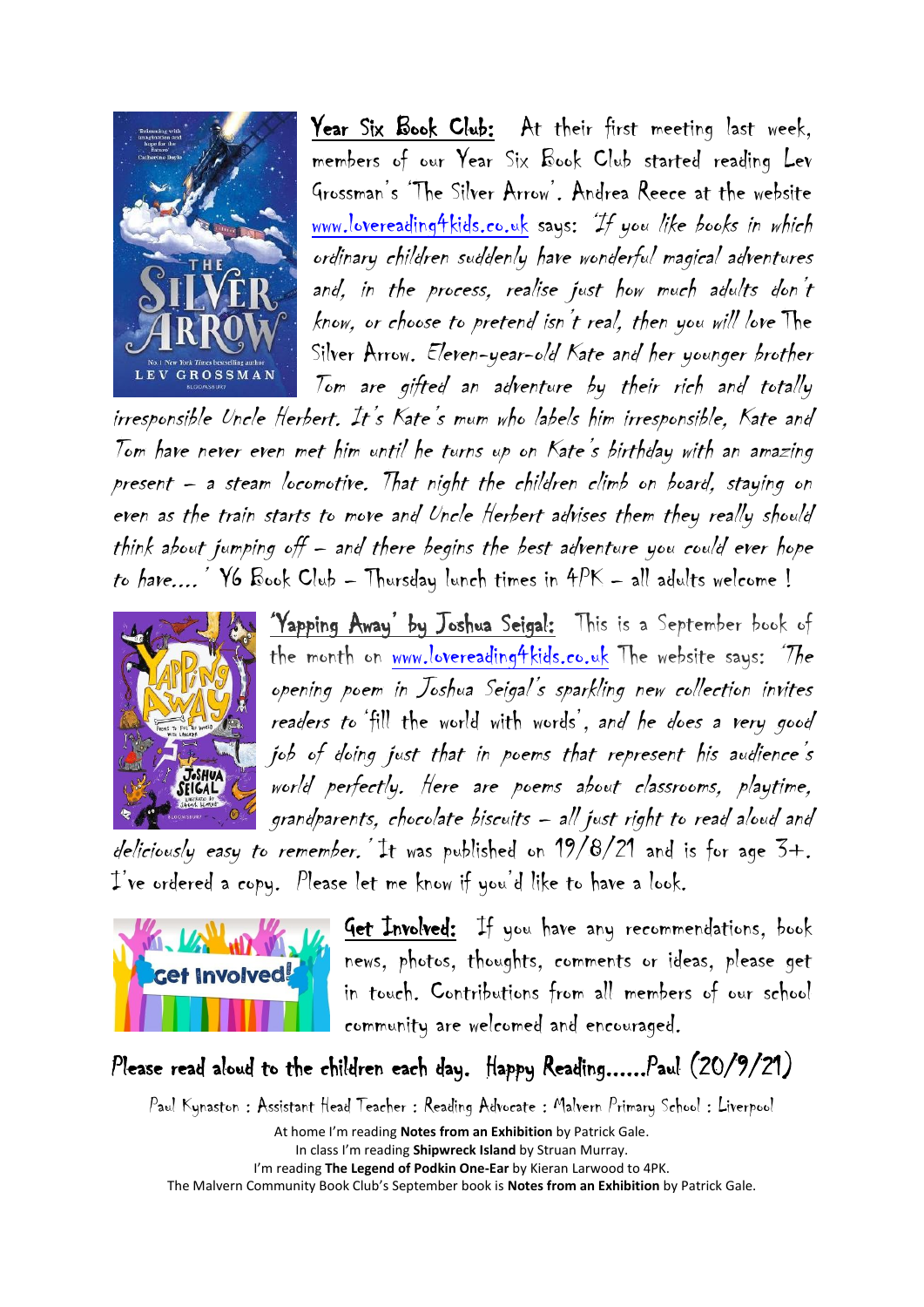**Year Six Book Club:** At their first meeting last week, members of our Year Six Book Club started reading Lev Grossman's 'The Silver Arrow'. Andrea Reece at the website www.lovereading4kids.co.uk says: *'If you like books in which ordinary children suddenly have wonderful magical adventures and, in the process, realise just how much adults don't know, or choose to pretend isn't real, then you will love* The Silver Arrow. *Eleven-year-old Kate and her younger brother Tom are gifted an adventure by their rich and totally irresponsible Uncle Herbert. It's Kate's mum who labels him irresponsible, Kate and Tom have never even met him until he turns up on Kate's birthday with an amazing present – a steam locomotive. That night the children climb on board, staying on even as the train starts to move and Uncle Herbert advises them they really should think about jumping off – and there begins the best adventure you could ever hope to have....'* Y6 Book Club – Thursday lunch times in 4PK – all adults welcome !

**'Yapping Away' by Joshua Seigal:** This is a September book of the month on www.lovereading4kids.co.uk The website says: *'The opening poem in Joshua Seigal's sparkling new collection invites readers to* 'fill the world with words', *and he does a very good job of doing just that in poems that represent his audience's world perfectly. Here are poems about classrooms, playtime, grandparents, chocolate biscuits – all just right to read aloud and deliciously easy to remember.'* It was published on 19/8/21 and is for age 3+. I've ordered a copy. Please let me know if you'd like to have a look.

**Get Involved:** If you have any recommendations, book news, photos, thoughts, comments or ideas, please get in touch. Contributions from all members of our school community are welcomed and encouraged.

Please read aloud to the children each day. Happy Reading......Paul (20/9/21)

Paul Kynaston : Assistant Head Teacher : Reading Advocate : Malvern Primary School : Liverpool

At home I'm reading **Notes from an Exhibition** by Patrick Gale.
In class I'm reading **Shipwreck Island** by Struan Murray.
I'm reading **The Legend of Podkin One-Ear** by Kieran Larwood to 4PK.
The Malvern Community Book Club's September book is **Notes from an Exhibition** by Patrick Gale.